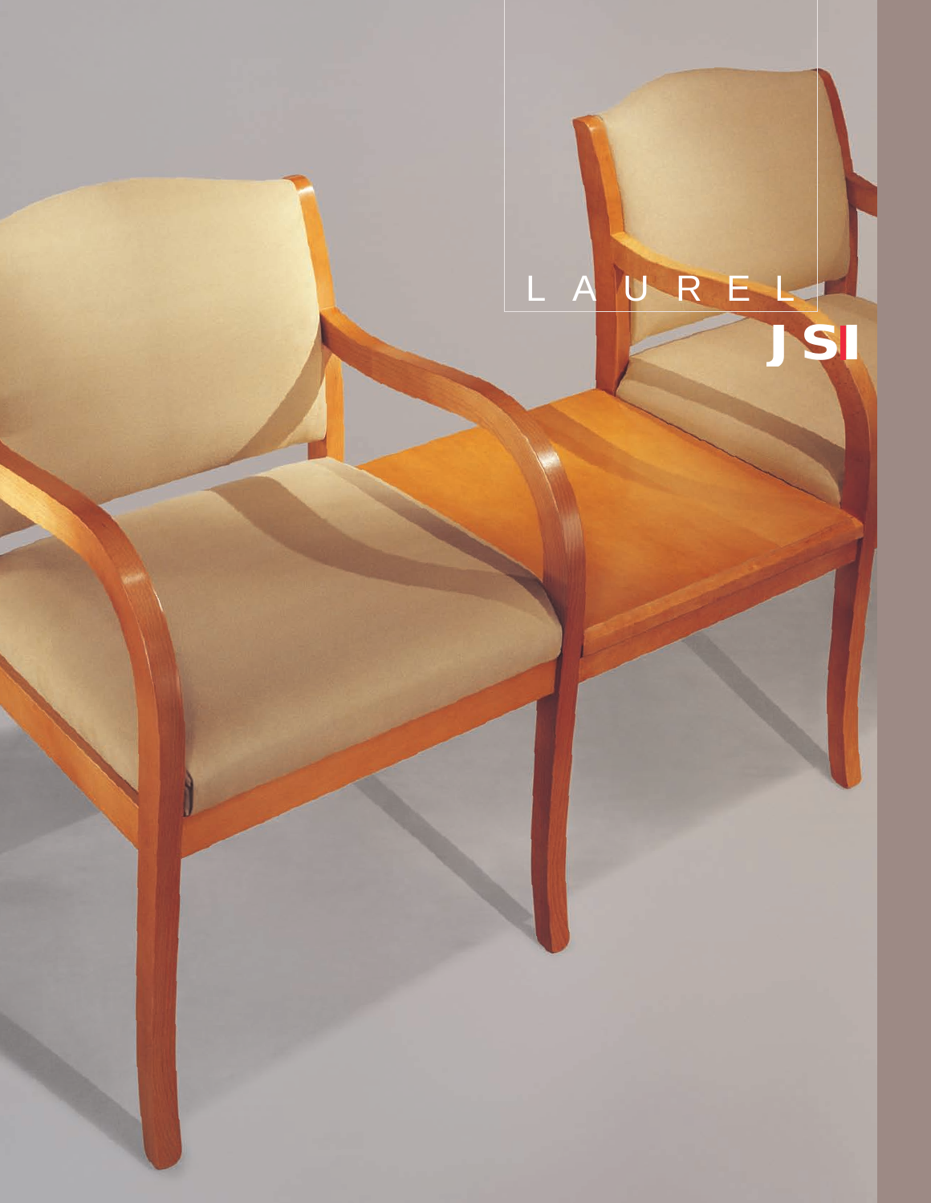# L A U R E L

JSI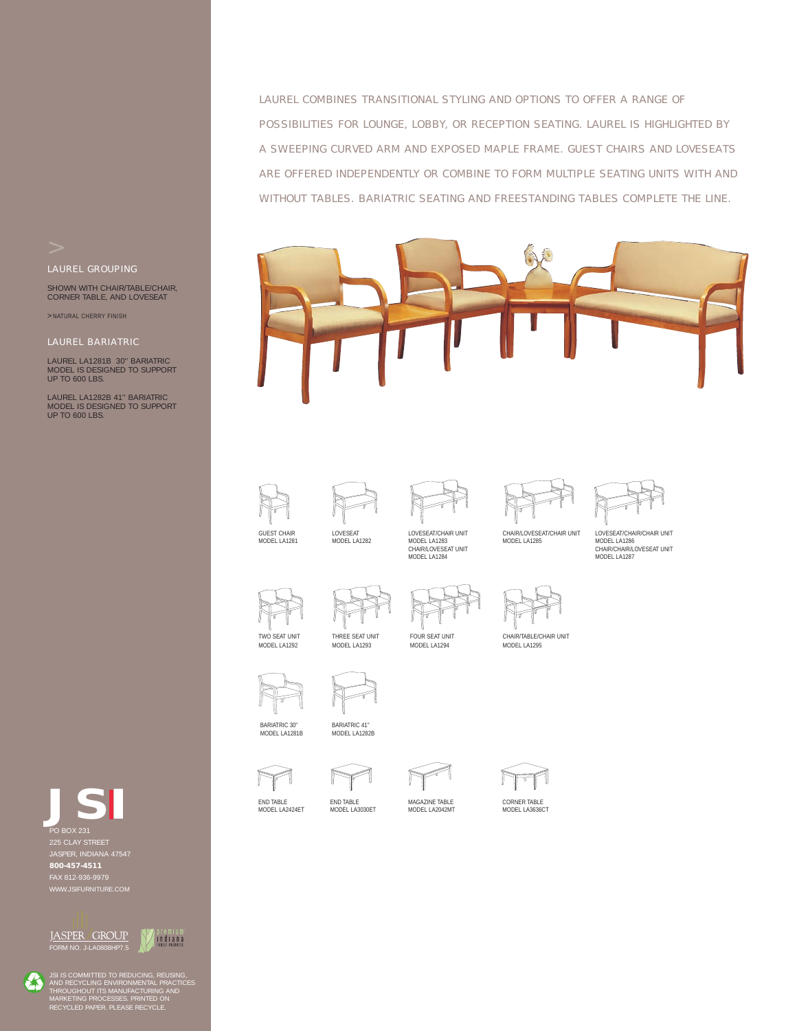LAUREL COMBINES TRANSITIONAL STYLING AND OPTIONS TO OFFER A RANGE OF POSSIBILITIES FOR LOUNGE, LOBBY, OR RECEPTION SEATING. LAUREL IS HIGHLIGHTED BY A SWEEPING CURVED ARM AND EXPOSED MAPLE FRAME. GUEST CHAIRS AND LOVESEATS ARE OFFERED INDEPENDENTLY OR COMBINE TO FORM MULTIPLE SEATING UNITS WITH AND WITHOUT TABLES. BARIATRIC SEATING AND FREESTANDING TABLES COMPLETE THE LINE.

## LAUREL GROUPING

SHOWN WITH CHAIR/TABLE/CHAIR, CORNER TABLE, AND LOVESEAT

> NATURAL CHERRY FINISH

## LAUREL BARIATRIC

LAUREL LA1281B 30" BARIATRIC MODEL IS DESIGNED TO SUPPORT UP TO 600 LBS.

LAUREL LA1282B 41" BARIATRIC MODEL IS DESIGNED TO SUPPORT UP TO 600 LBS.

GUEST CHAIR
MODEL LA1281

LOVESEAT
MODEL LA1282

LOVESEAT/CHAIR UNIT
MODEL LA1283
CHAIR/LOVESEAT UNIT
MODEL LA1284

CHAIR/LOVESEAT/CHAIR UNIT
MODEL LA1285

LOVESEAT/CHAIR/CHAIR UNIT
MODEL LA1286
CHAIR/CHAIR/LOVESEAT UNIT
MODEL LA1287

TWO SEAT UNIT
MODEL LA1292

THREE SEAT UNIT
MODEL LA1293

FOUR SEAT UNIT
MODEL LA1294

CHAIR/TABLE/CHAIR UNIT
MODEL LA1295

BARIATRIC 30"
MODEL LA1281B

BARIATRIC 41"
MODEL LA1282B

END TABLE
MODEL LA2424ET

END TABLE
MODEL LA3030ET

MAGAZINE TABLE
MODEL LA2042MT

CORNER TABLE
MODEL LA3636CT

JSI
PO BOX 231
225 CLAY STREET
JASPER, INDIANA 47547
**800-457-4511**
FAX 812-936-9979
WWW.JSIFURNITURE.COM

JASPER GROUP
FORM NO. J-LA0808HP7.5

premium indiana forest products

JSI IS COMMITTED TO REDUCING, REUSING, AND RECYCLING ENVIRONMENTAL PRACTICES THROUGHOUT ITS MANUFACTURING AND MARKETING PROCESSES. PRINTED ON RECYCLED PAPER. PLEASE RECYCLE.